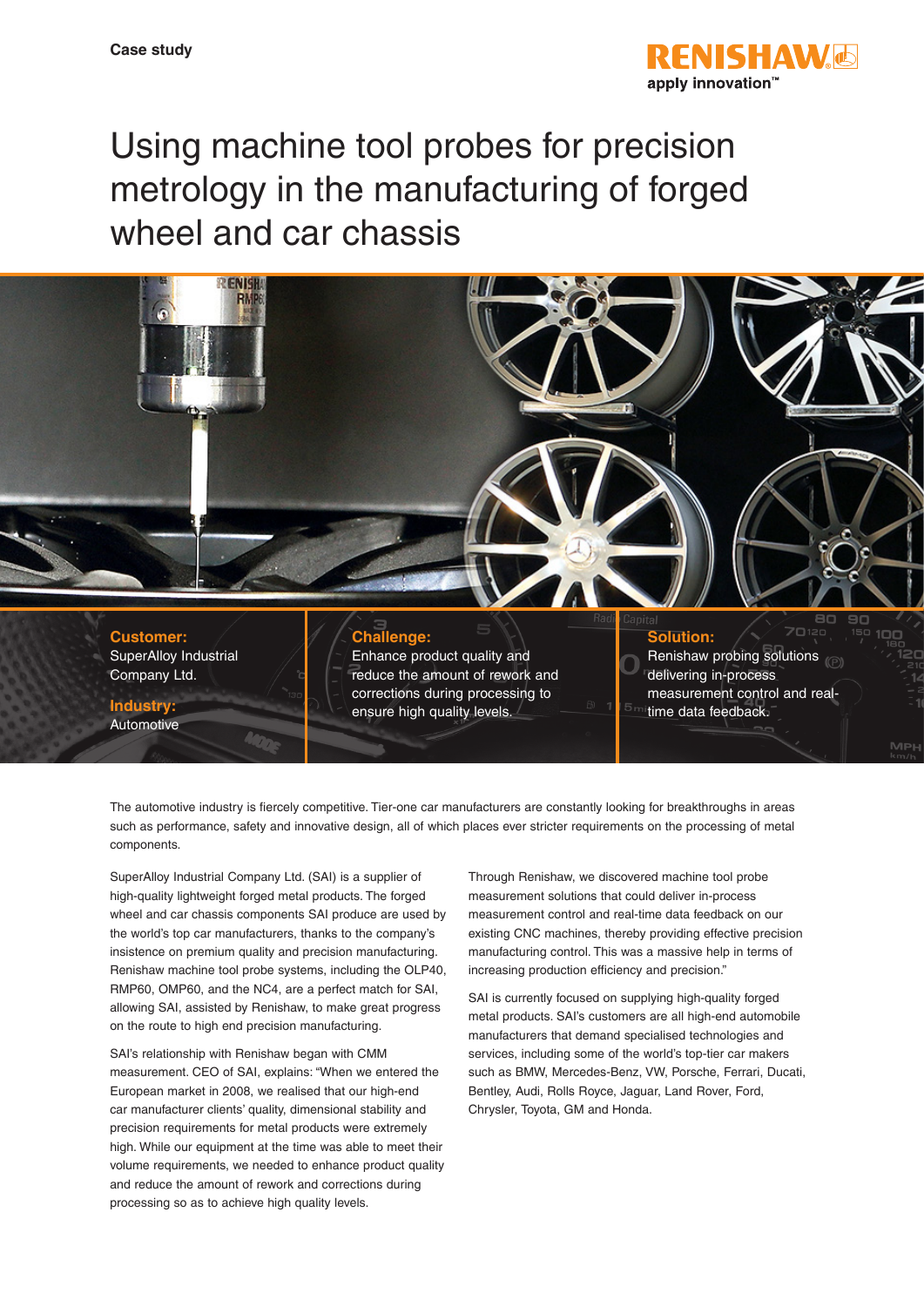Case study

RENISHAW
apply innovation™

# Using machine tool probes for precision metrology in the manufacturing of forged wheel and car chassis

**Customer:**
SuperAlloy Industrial Company Ltd.

**Industry:**
Automotive

**Challenge:**
Enhance product quality and reduce the amount of rework and corrections during processing to ensure high quality levels.

**Solution:**
Renishaw probing solutions delivering in-process measurement control and real-time data feedback.

The automotive industry is fiercely competitive. Tier-one car manufacturers are constantly looking for breakthroughs in areas such as performance, safety and innovative design, all of which places ever stricter requirements on the processing of metal components.

SuperAlloy Industrial Company Ltd. (SAI) is a supplier of high-quality lightweight forged metal products. The forged wheel and car chassis components SAI produce are used by the world's top car manufacturers, thanks to the company's insistence on premium quality and precision manufacturing. Renishaw machine tool probe systems, including the OLP40, RMP60, OMP60, and the NC4, are a perfect match for SAI, allowing SAI, assisted by Renishaw, to make great progress on the route to high end precision manufacturing.

SAI's relationship with Renishaw began with CMM measurement. CEO of SAI, explains: "When we entered the European market in 2008, we realised that our high-end car manufacturer clients' quality, dimensional stability and precision requirements for metal products were extremely high. While our equipment at the time was able to meet their volume requirements, we needed to enhance product quality and reduce the amount of rework and corrections during processing so as to achieve high quality levels.

Through Renishaw, we discovered machine tool probe measurement solutions that could deliver in-process measurement control and real-time data feedback on our existing CNC machines, thereby providing effective precision manufacturing control. This was a massive help in terms of increasing production efficiency and precision."

SAI is currently focused on supplying high-quality forged metal products. SAI's customers are all high-end automobile manufacturers that demand specialised technologies and services, including some of the world's top-tier car makers such as BMW, Mercedes-Benz, VW, Porsche, Ferrari, Ducati, Bentley, Audi, Rolls Royce, Jaguar, Land Rover, Ford, Chrysler, Toyota, GM and Honda.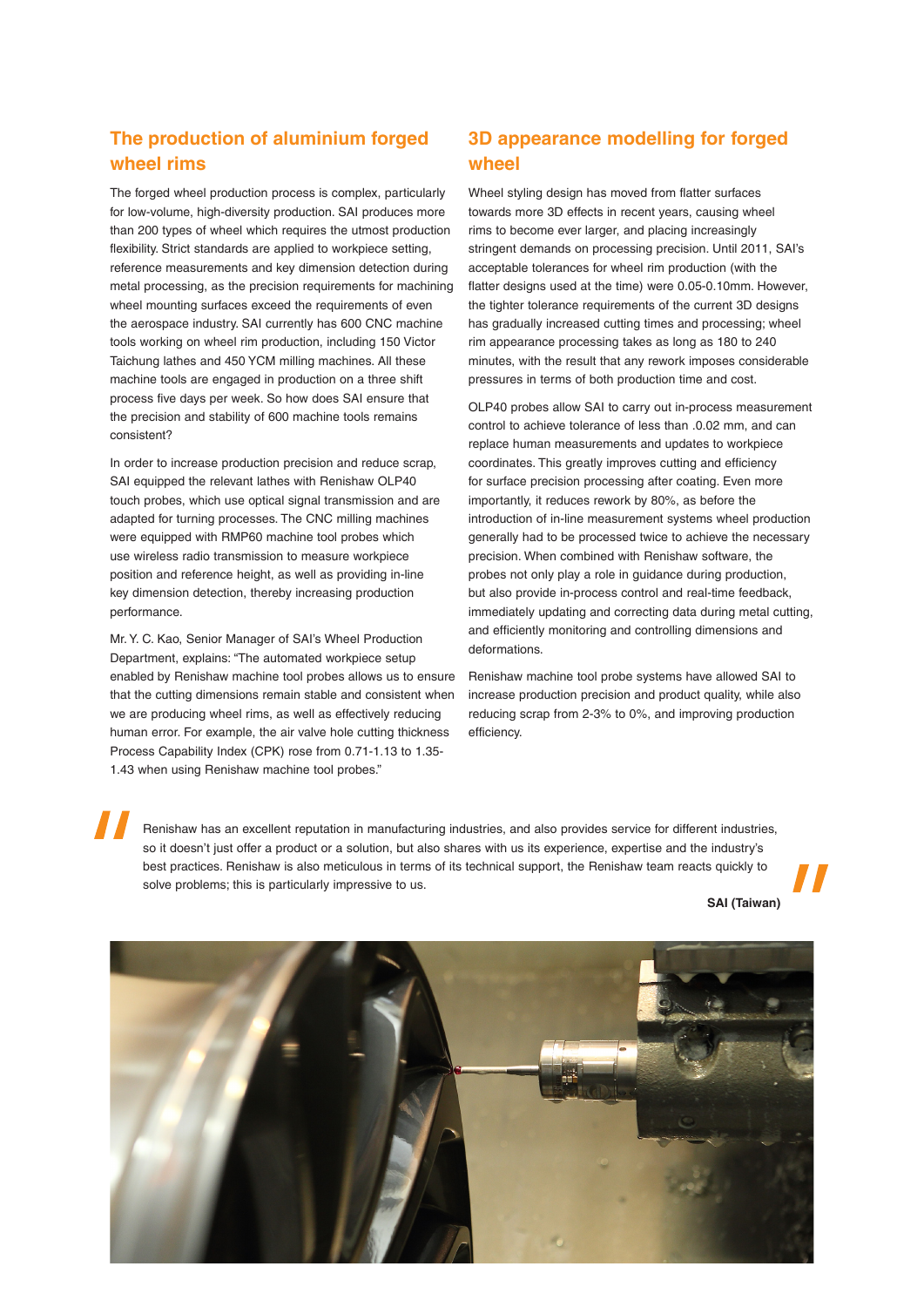## The production of aluminium forged wheel rims

The forged wheel production process is complex, particularly for low-volume, high-diversity production. SAI produces more than 200 types of wheel which requires the utmost production flexibility. Strict standards are applied to workpiece setting, reference measurements and key dimension detection during metal processing, as the precision requirements for machining wheel mounting surfaces exceed the requirements of even the aerospace industry. SAI currently has 600 CNC machine tools working on wheel rim production, including 150 Victor Taichung lathes and 450 YCM milling machines. All these machine tools are engaged in production on a three shift process five days per week. So how does SAI ensure that the precision and stability of 600 machine tools remains consistent?

In order to increase production precision and reduce scrap, SAI equipped the relevant lathes with Renishaw OLP40 touch probes, which use optical signal transmission and are adapted for turning processes. The CNC milling machines were equipped with RMP60 machine tool probes which use wireless radio transmission to measure workpiece position and reference height, as well as providing in-line key dimension detection, thereby increasing production performance.

Mr. Y. C. Kao, Senior Manager of SAI's Wheel Production Department, explains: "The automated workpiece setup enabled by Renishaw machine tool probes allows us to ensure that the cutting dimensions remain stable and consistent when we are producing wheel rims, as well as effectively reducing human error. For example, the air valve hole cutting thickness Process Capability Index (CPK) rose from 0.71-1.13 to 1.35-1.43 when using Renishaw machine tool probes."

## 3D appearance modelling for forged wheel

Wheel styling design has moved from flatter surfaces towards more 3D effects in recent years, causing wheel rims to become ever larger, and placing increasingly stringent demands on processing precision. Until 2011, SAI's acceptable tolerances for wheel rim production (with the flatter designs used at the time) were 0.05-0.10mm. However, the tighter tolerance requirements of the current 3D designs has gradually increased cutting times and processing; wheel rim appearance processing takes as long as 180 to 240 minutes, with the result that any rework imposes considerable pressures in terms of both production time and cost.

OLP40 probes allow SAI to carry out in-process measurement control to achieve tolerance of less than .0.02 mm, and can replace human measurements and updates to workpiece coordinates. This greatly improves cutting and efficiency for surface precision processing after coating. Even more importantly, it reduces rework by 80%, as before the introduction of in-line measurement systems wheel production generally had to be processed twice to achieve the necessary precision. When combined with Renishaw software, the probes not only play a role in guidance during production, but also provide in-process control and real-time feedback, immediately updating and correcting data during metal cutting, and efficiently monitoring and controlling dimensions and deformations.

Renishaw machine tool probe systems have allowed SAI to increase production precision and product quality, while also reducing scrap from 2-3% to 0%, and improving production efficiency.

> "Renishaw has an excellent reputation in manufacturing industries, and also provides service for different industries, so it doesn't just offer a product or a solution, but also shares with us its experience, expertise and the industry's best practices. Renishaw is also meticulous in terms of its technical support, the Renishaw team reacts quickly to solve problems; this is particularly impressive to us."
>
> **SAI (Taiwan)**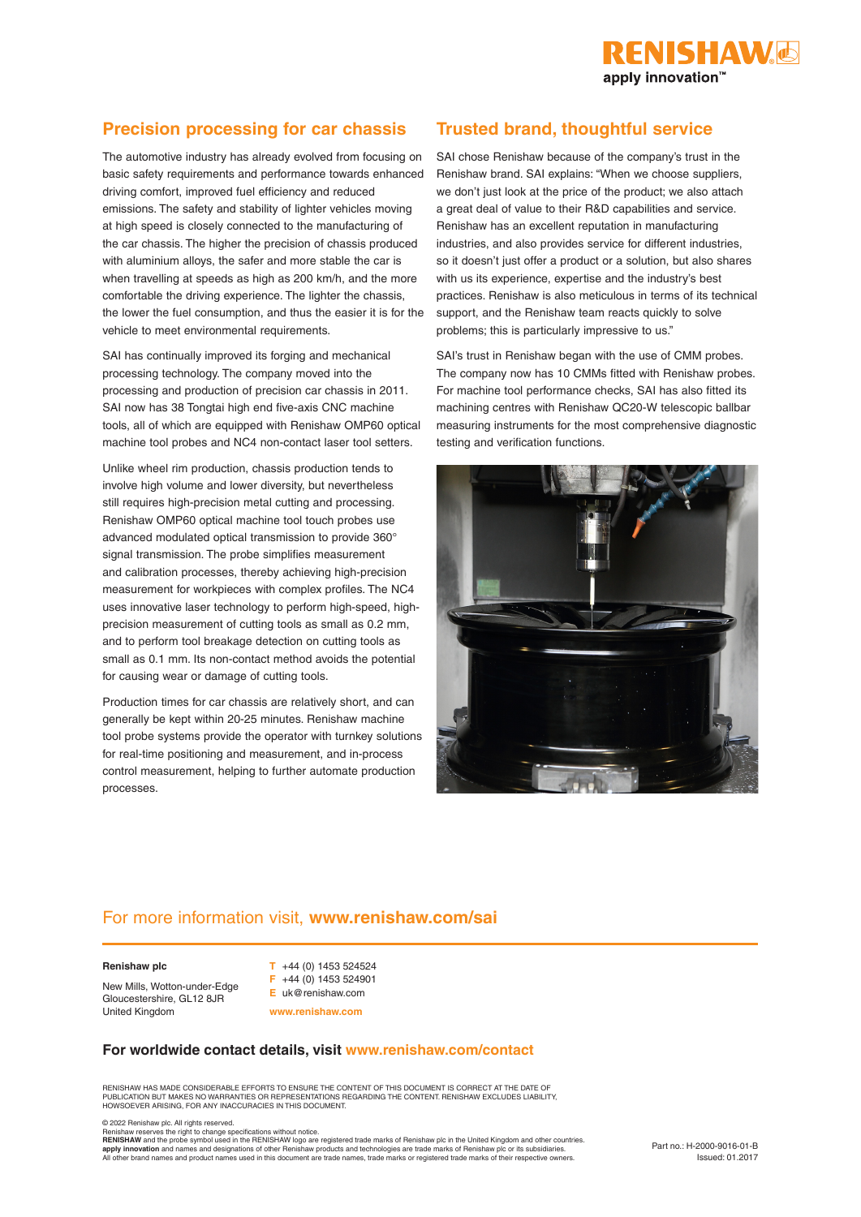## Precision processing for car chassis

The automotive industry has already evolved from focusing on basic safety requirements and performance towards enhanced driving comfort, improved fuel efficiency and reduced emissions. The safety and stability of lighter vehicles moving at high speed is closely connected to the manufacturing of the car chassis. The higher the precision of chassis produced with aluminium alloys, the safer and more stable the car is when travelling at speeds as high as 200 km/h, and the more comfortable the driving experience. The lighter the chassis, the lower the fuel consumption, and thus the easier it is for the vehicle to meet environmental requirements.

SAI has continually improved its forging and mechanical processing technology. The company moved into the processing and production of precision car chassis in 2011. SAI now has 38 Tongtai high end five-axis CNC machine tools, all of which are equipped with Renishaw OMP60 optical machine tool probes and NC4 non-contact laser tool setters.

Unlike wheel rim production, chassis production tends to involve high volume and lower diversity, but nevertheless still requires high-precision metal cutting and processing. Renishaw OMP60 optical machine tool touch probes use advanced modulated optical transmission to provide 360° signal transmission. The probe simplifies measurement and calibration processes, thereby achieving high-precision measurement for workpieces with complex profiles. The NC4 uses innovative laser technology to perform high-speed, high-precision measurement of cutting tools as small as 0.2 mm, and to perform tool breakage detection on cutting tools as small as 0.1 mm. Its non-contact method avoids the potential for causing wear or damage of cutting tools.

Production times for car chassis are relatively short, and can generally be kept within 20-25 minutes. Renishaw machine tool probe systems provide the operator with turnkey solutions for real-time positioning and measurement, and in-process control measurement, helping to further automate production processes.

## Trusted brand, thoughtful service

SAI chose Renishaw because of the company's trust in the Renishaw brand. SAI explains: "When we choose suppliers, we don't just look at the price of the product; we also attach a great deal of value to their R&D capabilities and service. Renishaw has an excellent reputation in manufacturing industries, and also provides service for different industries, so it doesn't just offer a product or a solution, but also shares with us its experience, expertise and the industry's best practices. Renishaw is also meticulous in terms of its technical support, and the Renishaw team reacts quickly to solve problems; this is particularly impressive to us."

SAI's trust in Renishaw began with the use of CMM probes. The company now has 10 CMMs fitted with Renishaw probes. For machine tool performance checks, SAI has also fitted its machining centres with Renishaw QC20-W telescopic ballbar measuring instruments for the most comprehensive diagnostic testing and verification functions.

For more information visit, **www.renishaw.com/sai**

**Renishaw plc**

New Mills, Wotton-under-Edge
Gloucestershire, GL12 8JR
United Kingdom

**T** +44 (0) 1453 524524
**F** +44 (0) 1453 524901
**E** uk@renishaw.com

**www.renishaw.com**

**For worldwide contact details, visit www.renishaw.com/contact**

RENISHAW HAS MADE CONSIDERABLE EFFORTS TO ENSURE THE CONTENT OF THIS DOCUMENT IS CORRECT AT THE DATE OF PUBLICATION BUT MAKES NO WARRANTIES OR REPRESENTATIONS REGARDING THE CONTENT. RENISHAW EXCLUDES LIABILITY, HOWSOEVER ARISING, FOR ANY INACCURACIES IN THIS DOCUMENT.

© 2022 Renishaw plc. All rights reserved.
Renishaw reserves the right to change specifications without notice.
**RENISHAW** and the probe symbol used in the RENISHAW logo are registered trade marks of Renishaw plc in the United Kingdom and other countries. **apply innovation** and names and designations of other Renishaw products and technologies are trade marks of Renishaw plc or its subsidiaries.
All other brand names and product names used in this document are trade names, trade marks or registered trade marks of their respective owners.

Part no.: H-2000-9016-01-B
Issued: 01.2017